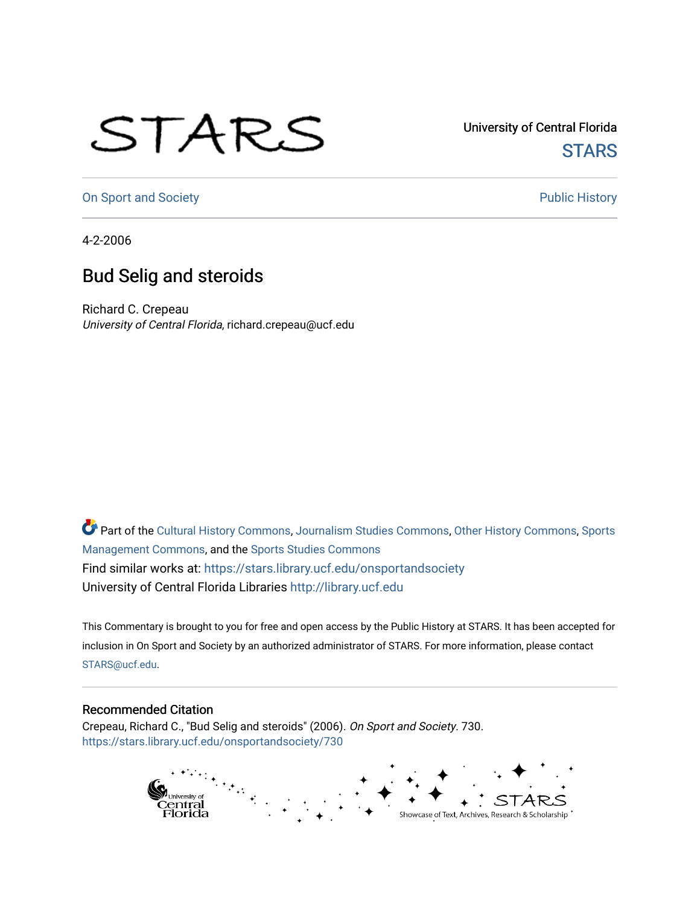STARS

University of Central Florida

STARS

On Sport and Society

Public History

4-2-2006

# Bud Selig and steroids

Richard C. Crepeau

*University of Central Florida*, richard.crepeau@ucf.edu

Part of the Cultural History Commons, Journalism Studies Commons, Other History Commons, Sports Management Commons, and the Sports Studies Commons

Find similar works at: https://stars.library.ucf.edu/onsportandsociety

University of Central Florida Libraries http://library.ucf.edu

This Commentary is brought to you for free and open access by the Public History at STARS. It has been accepted for inclusion in On Sport and Society by an authorized administrator of STARS. For more information, please contact STARS@ucf.edu.

## Recommended Citation

Crepeau, Richard C., "Bud Selig and steroids" (2006). *On Sport and Society*. 730.
https://stars.library.ucf.edu/onsportandsociety/730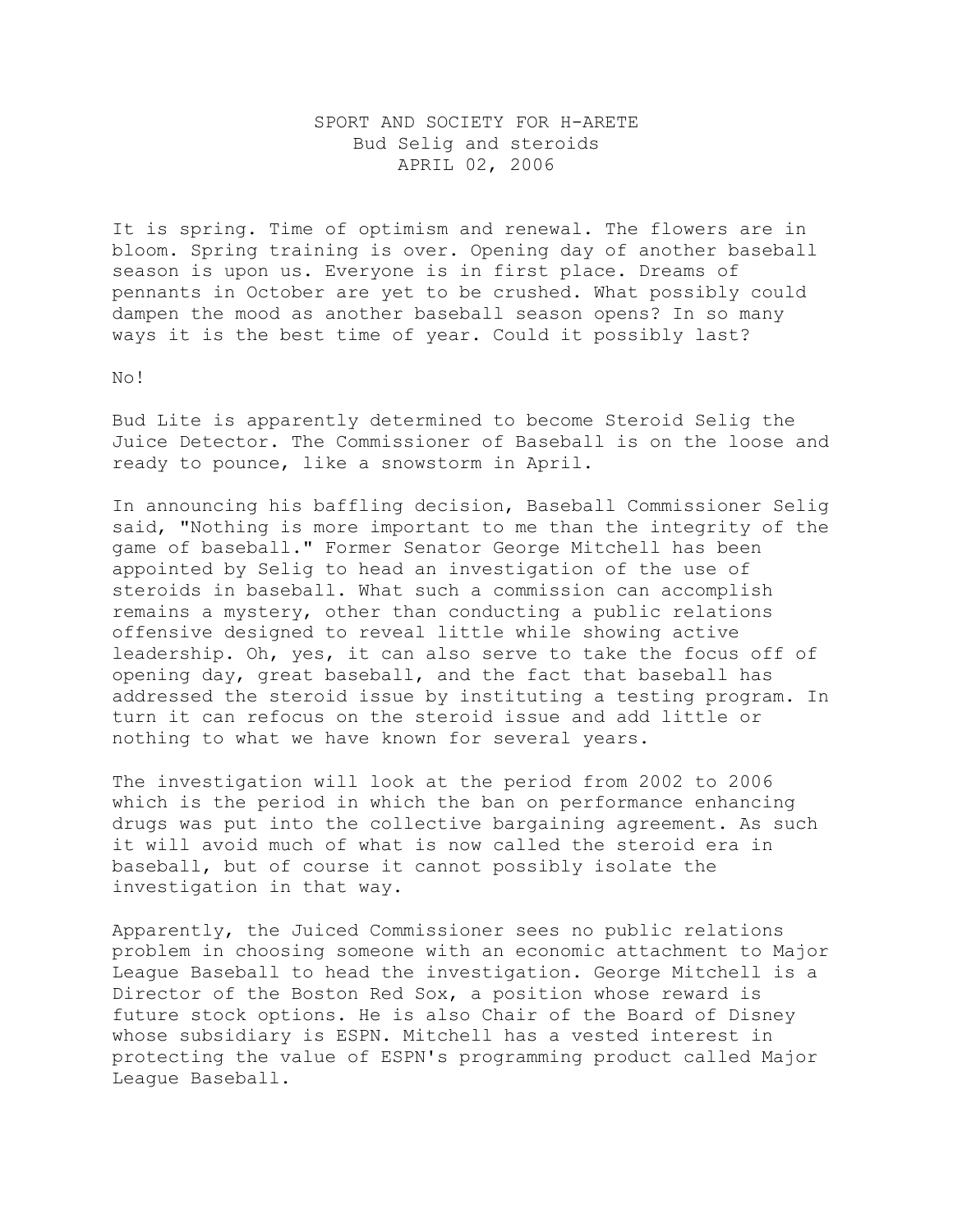SPORT AND SOCIETY FOR H-ARETE
Bud Selig and steroids
APRIL 02, 2006

It is spring. Time of optimism and renewal. The flowers are in bloom. Spring training is over. Opening day of another baseball season is upon us. Everyone is in first place. Dreams of pennants in October are yet to be crushed. What possibly could dampen the mood as another baseball season opens? In so many ways it is the best time of year. Could it possibly last?

No!

Bud Lite is apparently determined to become Steroid Selig the Juice Detector. The Commissioner of Baseball is on the loose and ready to pounce, like a snowstorm in April.

In announcing his baffling decision, Baseball Commissioner Selig said, "Nothing is more important to me than the integrity of the game of baseball." Former Senator George Mitchell has been appointed by Selig to head an investigation of the use of steroids in baseball. What such a commission can accomplish remains a mystery, other than conducting a public relations offensive designed to reveal little while showing active leadership. Oh, yes, it can also serve to take the focus off of opening day, great baseball, and the fact that baseball has addressed the steroid issue by instituting a testing program. In turn it can refocus on the steroid issue and add little or nothing to what we have known for several years.

The investigation will look at the period from 2002 to 2006 which is the period in which the ban on performance enhancing drugs was put into the collective bargaining agreement. As such it will avoid much of what is now called the steroid era in baseball, but of course it cannot possibly isolate the investigation in that way.

Apparently, the Juiced Commissioner sees no public relations problem in choosing someone with an economic attachment to Major League Baseball to head the investigation. George Mitchell is a Director of the Boston Red Sox, a position whose reward is future stock options. He is also Chair of the Board of Disney whose subsidiary is ESPN. Mitchell has a vested interest in protecting the value of ESPN's programming product called Major League Baseball.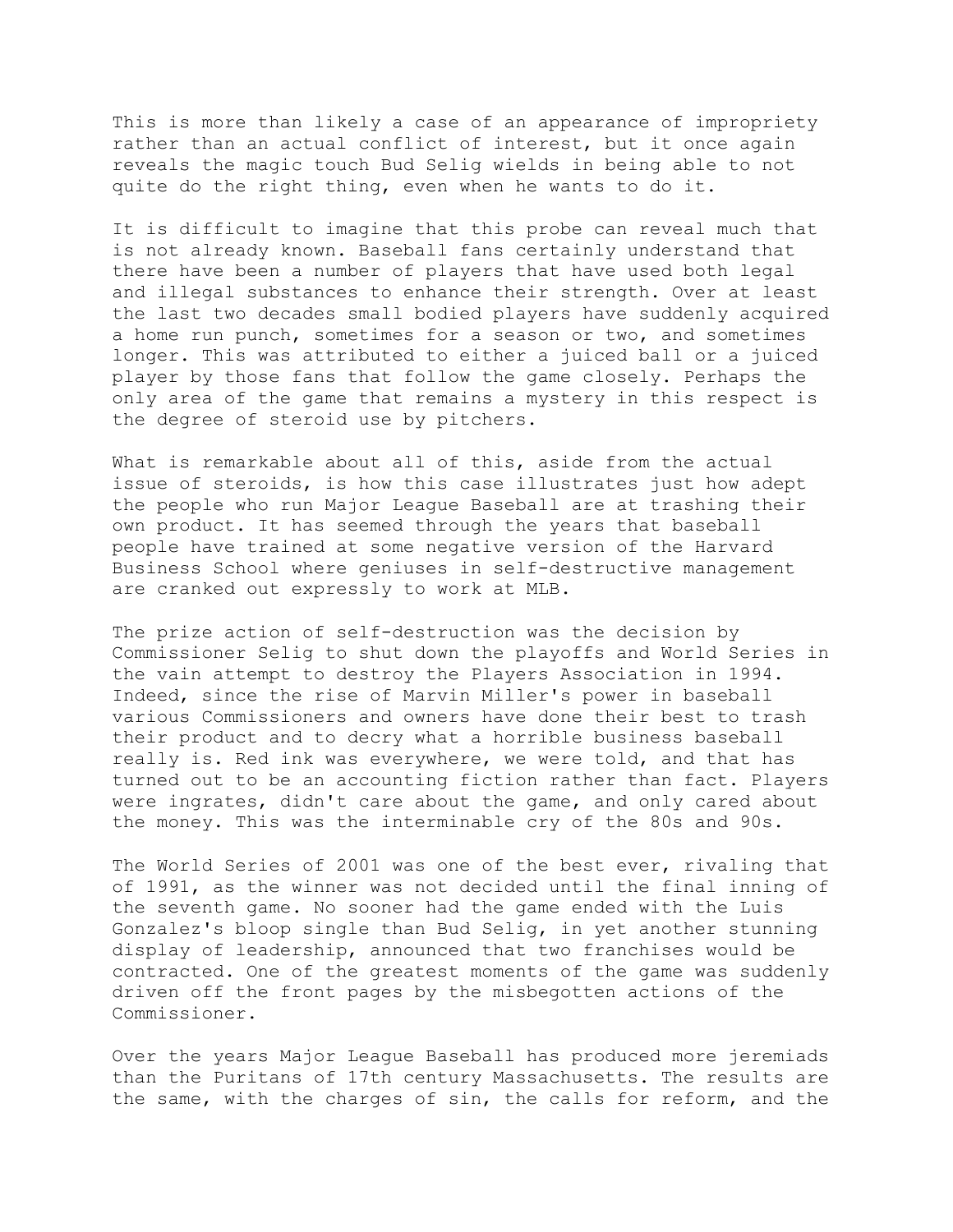This is more than likely a case of an appearance of impropriety rather than an actual conflict of interest, but it once again reveals the magic touch Bud Selig wields in being able to not quite do the right thing, even when he wants to do it.

It is difficult to imagine that this probe can reveal much that is not already known. Baseball fans certainly understand that there have been a number of players that have used both legal and illegal substances to enhance their strength. Over at least the last two decades small bodied players have suddenly acquired a home run punch, sometimes for a season or two, and sometimes longer. This was attributed to either a juiced ball or a juiced player by those fans that follow the game closely. Perhaps the only area of the game that remains a mystery in this respect is the degree of steroid use by pitchers.

What is remarkable about all of this, aside from the actual issue of steroids, is how this case illustrates just how adept the people who run Major League Baseball are at trashing their own product. It has seemed through the years that baseball people have trained at some negative version of the Harvard Business School where geniuses in self-destructive management are cranked out expressly to work at MLB.

The prize action of self-destruction was the decision by Commissioner Selig to shut down the playoffs and World Series in the vain attempt to destroy the Players Association in 1994. Indeed, since the rise of Marvin Miller's power in baseball various Commissioners and owners have done their best to trash their product and to decry what a horrible business baseball really is. Red ink was everywhere, we were told, and that has turned out to be an accounting fiction rather than fact. Players were ingrates, didn't care about the game, and only cared about the money. This was the interminable cry of the 80s and 90s.

The World Series of 2001 was one of the best ever, rivaling that of 1991, as the winner was not decided until the final inning of the seventh game. No sooner had the game ended with the Luis Gonzalez's bloop single than Bud Selig, in yet another stunning display of leadership, announced that two franchises would be contracted. One of the greatest moments of the game was suddenly driven off the front pages by the misbegotten actions of the Commissioner.

Over the years Major League Baseball has produced more jeremiads than the Puritans of 17th century Massachusetts. The results are the same, with the charges of sin, the calls for reform, and the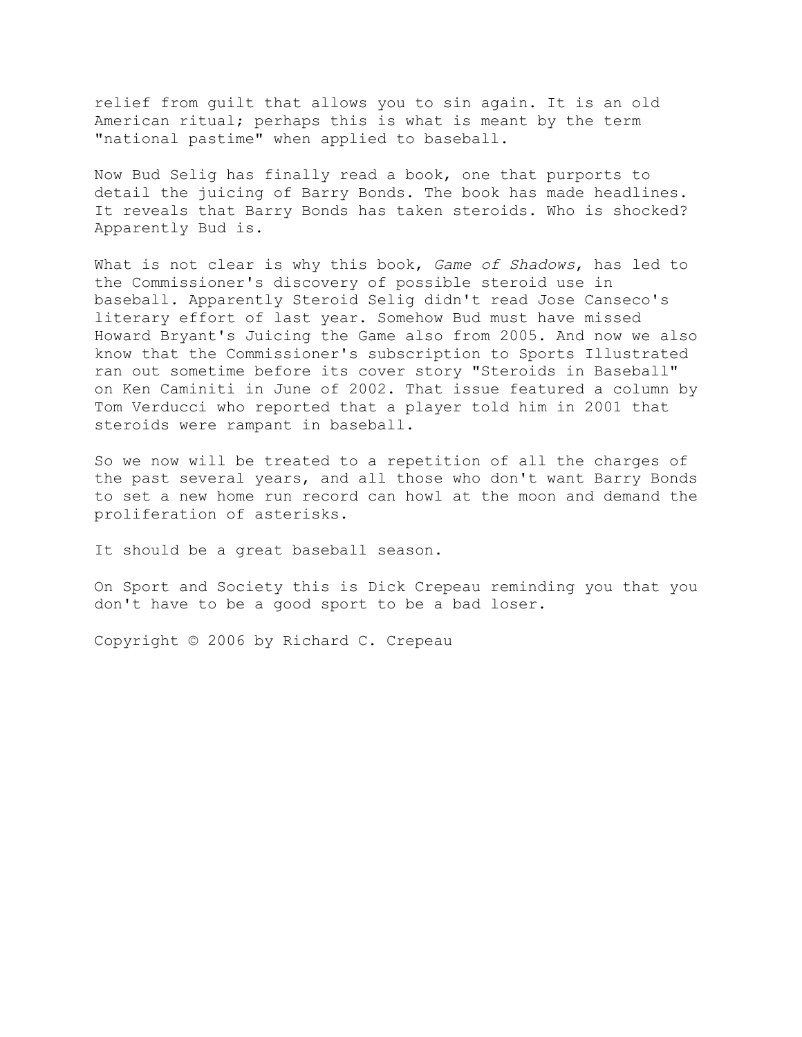relief from guilt that allows you to sin again. It is an old American ritual; perhaps this is what is meant by the term "national pastime" when applied to baseball.

Now Bud Selig has finally read a book, one that purports to detail the juicing of Barry Bonds. The book has made headlines. It reveals that Barry Bonds has taken steroids. Who is shocked? Apparently Bud is.

What is not clear is why this book, *Game of Shadows*, has led to the Commissioner's discovery of possible steroid use in baseball. Apparently Steroid Selig didn't read Jose Canseco's literary effort of last year. Somehow Bud must have missed Howard Bryant's Juicing the Game also from 2005. And now we also know that the Commissioner's subscription to Sports Illustrated ran out sometime before its cover story "Steroids in Baseball" on Ken Caminiti in June of 2002. That issue featured a column by Tom Verducci who reported that a player told him in 2001 that steroids were rampant in baseball.

So we now will be treated to a repetition of all the charges of the past several years, and all those who don't want Barry Bonds to set a new home run record can howl at the moon and demand the proliferation of asterisks.

It should be a great baseball season.

On Sport and Society this is Dick Crepeau reminding you that you don't have to be a good sport to be a bad loser.

Copyright © 2006 by Richard C. Crepeau